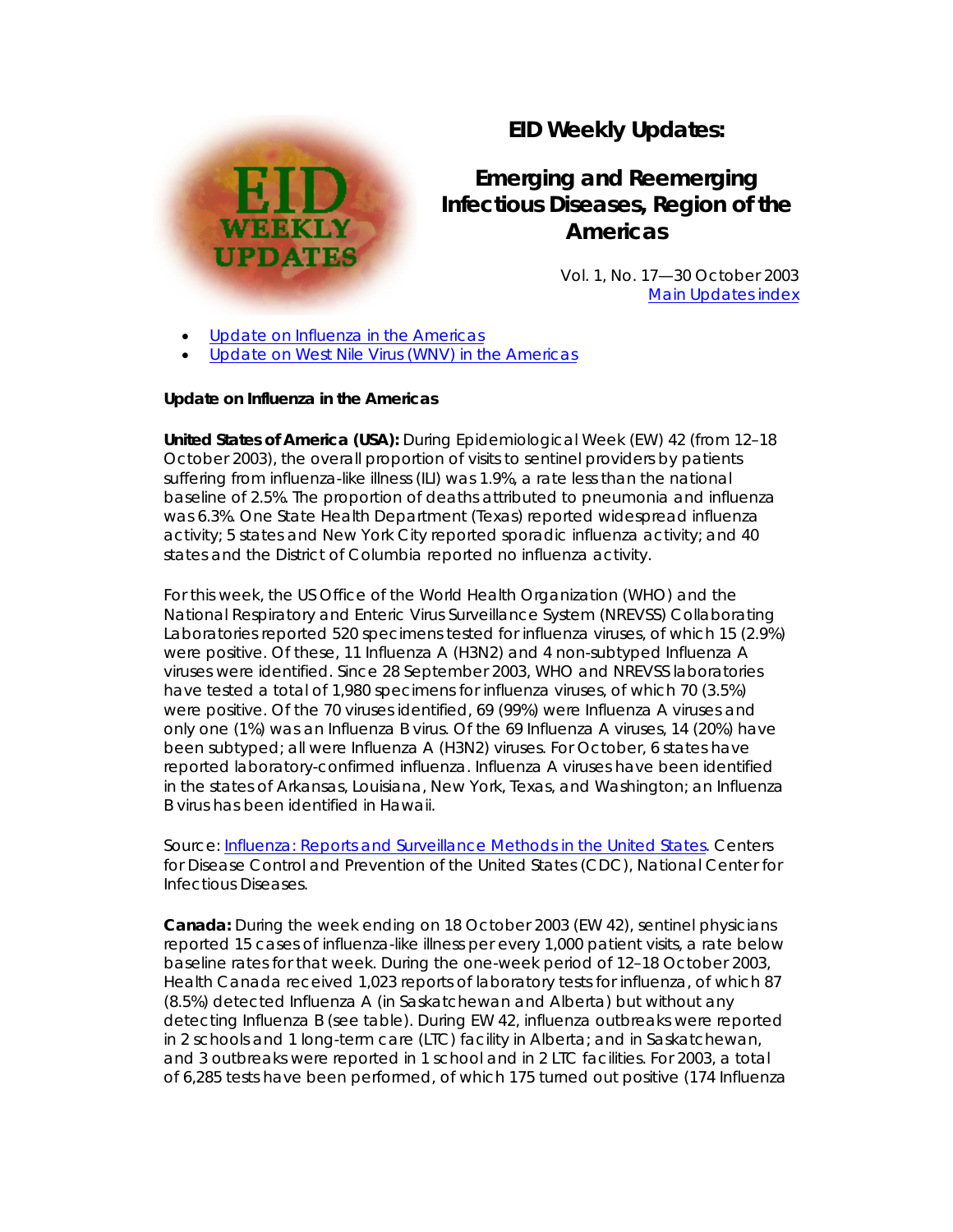# EID Weekly Updates:

## Emerging and Reemerging Infectious Diseases, Region of the Americas

Vol. 1, No. 17—30 October 2003
[Main Updates index]

- [Update on Influenza in the Americas]
- [Update on West Nile Virus (WNV) in the Americas]

### Update on Influenza in the Americas

**United States of America (USA):** During Epidemiological Week (EW) 42 (from 12–18 October 2003), the overall proportion of visits to sentinel providers by patients suffering from influenza-like illness (ILI) was 1.9%, a rate less than the national baseline of 2.5%. The proportion of deaths attributed to pneumonia and influenza was 6.3%. One State Health Department (Texas) reported widespread influenza activity; 5 states and New York City reported sporadic influenza activity; and 40 states and the District of Columbia reported no influenza activity.

For this week, the US Office of the World Health Organization (WHO) and the National Respiratory and Enteric Virus Surveillance System (NREVSS) Collaborating Laboratories reported 520 specimens tested for influenza viruses, of which 15 (2.9%) were positive. Of these, 11 Influenza A (H3N2) and 4 non-subtyped Influenza A viruses were identified. Since 28 September 2003, WHO and NREVSS laboratories have tested a total of 1,980 specimens for influenza viruses, of which 70 (3.5%) were positive. Of the 70 viruses identified, 69 (99%) were Influenza A viruses and only one (1%) was an Influenza B virus. Of the 69 Influenza A viruses, 14 (20%) have been subtyped; all were Influenza A (H3N2) viruses. For October, 6 states have reported laboratory-confirmed influenza. Influenza A viruses have been identified in the states of Arkansas, Louisiana, New York, Texas, and Washington; an Influenza B virus has been identified in Hawaii.

Source: [Influenza: Reports and Surveillance Methods in the United States]. Centers for Disease Control and Prevention of the United States (CDC), National Center for Infectious Diseases.

**Canada:** During the week ending on 18 October 2003 (EW 42), sentinel physicians reported 15 cases of influenza-like illness per every 1,000 patient visits, a rate below baseline rates for that week. During the one-week period of 12–18 October 2003, Health Canada received 1,023 reports of laboratory tests for influenza, of which 87 (8.5%) detected Influenza A (in Saskatchewan and Alberta) but without any detecting Influenza B (see table). During EW 42, influenza outbreaks were reported in 2 schools and 1 long-term care (LTC) facility in Alberta; and in Saskatchewan, and 3 outbreaks were reported in 1 school and in 2 LTC facilities. For 2003, a total of 6,285 tests have been performed, of which 175 turned out positive (174 Influenza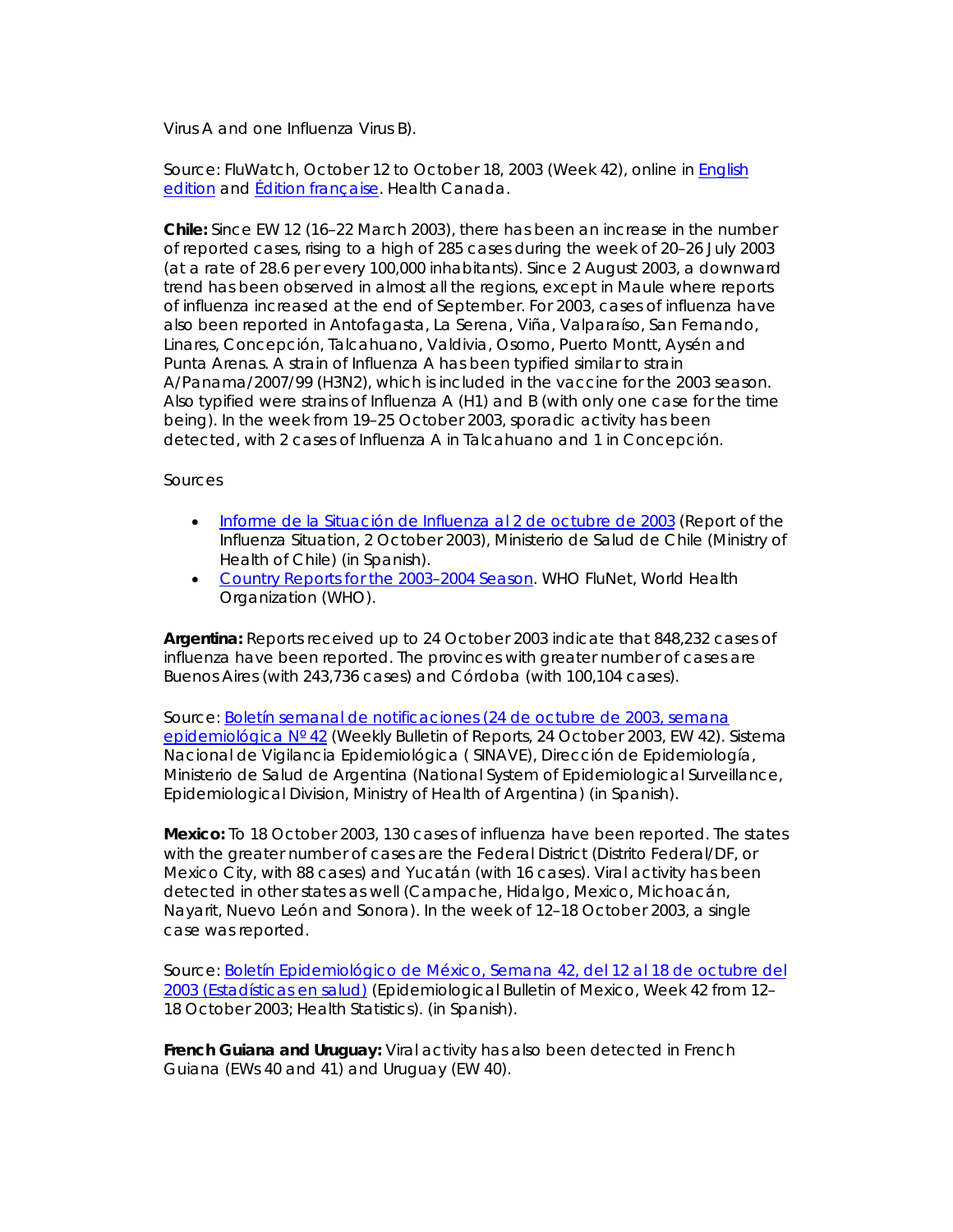Virus A and one Influenza Virus B).

Source: FluWatch, October 12 to October 18, 2003 (Week 42), online in English edition and Édition française. Health Canada.

**Chile:** Since EW 12 (16–22 March 2003), there has been an increase in the number of reported cases, rising to a high of 285 cases during the week of 20–26 July 2003 (at a rate of 28.6 per every 100,000 inhabitants). Since 2 August 2003, a downward trend has been observed in almost all the regions, except in Maule where reports of influenza increased at the end of September. For 2003, cases of influenza have also been reported in Antofagasta, La Serena, Viña, Valparaíso, San Fernando, Linares, Concepción, Talcahuano, Valdivia, Osorno, Puerto Montt, Aysén and Punta Arenas. A strain of Influenza A has been typified similar to strain A/Panama/2007/99 (H3N2), which is included in the vaccine for the 2003 season. Also typified were strains of Influenza A (H1) and B (with only one case for the time being). In the week from 19–25 October 2003, sporadic activity has been detected, with 2 cases of Influenza A in Talcahuano and 1 in Concepción.

Sources

- Informe de la Situación de Influenza al 2 de octubre de 2003 (Report of the Influenza Situation, 2 October 2003), Ministerio de Salud de Chile (Ministry of Health of Chile) (in Spanish).
- Country Reports for the 2003–2004 Season. WHO FluNet, World Health Organization (WHO).

**Argentina:** Reports received up to 24 October 2003 indicate that 848,232 cases of influenza have been reported. The provinces with greater number of cases are Buenos Aires (with 243,736 cases) and Córdoba (with 100,104 cases).

Source: Boletín semanal de notificaciones (24 de octubre de 2003, semana epidemiológica Nº 42 (Weekly Bulletin of Reports, 24 October 2003, EW 42). Sistema Nacional de Vigilancia Epidemiológica ( SINAVE), Dirección de Epidemiología, Ministerio de Salud de Argentina (National System of Epidemiological Surveillance, Epidemiological Division, Ministry of Health of Argentina) (in Spanish).

**Mexico:** To 18 October 2003, 130 cases of influenza have been reported. The states with the greater number of cases are the Federal District (Distrito Federal/DF, or Mexico City, with 88 cases) and Yucatán (with 16 cases). Viral activity has been detected in other states as well (Campache, Hidalgo, Mexico, Michoacán, Nayarit, Nuevo León and Sonora). In the week of 12–18 October 2003, a single case was reported.

Source: Boletín Epidemiológico de México, Semana 42, del 12 al 18 de octubre del 2003 (Estadísticas en salud) (Epidemiological Bulletin of Mexico, Week 42 from 12–18 October 2003; Health Statistics). (in Spanish).

**French Guiana and Uruguay:** Viral activity has also been detected in French Guiana (EWs 40 and 41) and Uruguay (EW 40).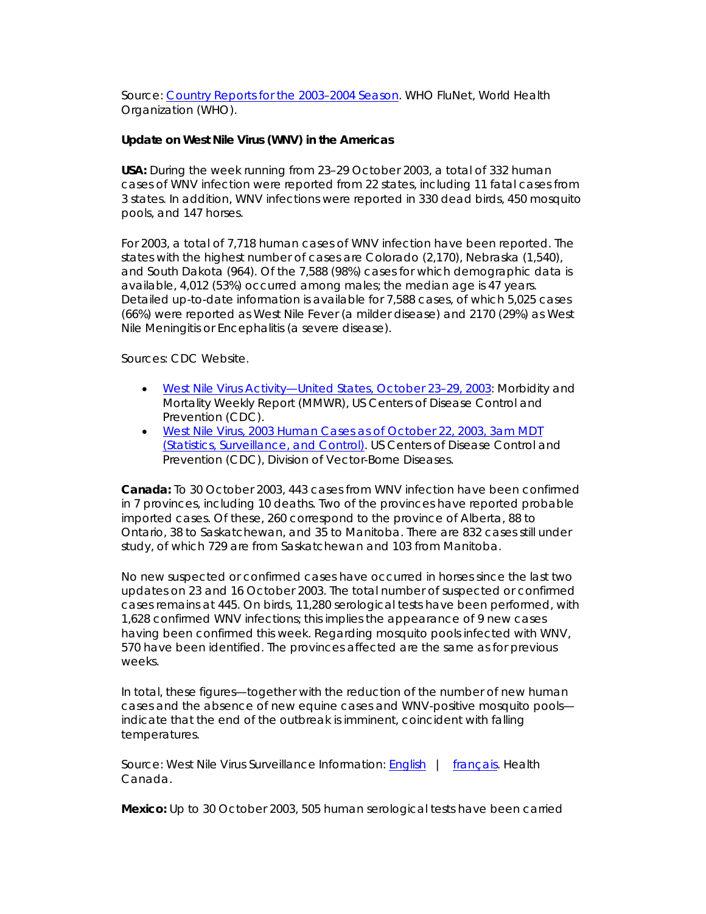Source: [Country Reports for the 2003–2004 Season](). WHO FluNet, World Health Organization (WHO).

**Update on West Nile Virus (WNV) in the Americas**

**USA:** During the week running from 23–29 October 2003, a total of 332 human cases of WNV infection were reported from 22 states, including 11 fatal cases from 3 states. In addition, WNV infections were reported in 330 dead birds, 450 mosquito pools, and 147 horses.

For 2003, a total of 7,718 human cases of WNV infection have been reported. The states with the highest number of cases are Colorado (2,170), Nebraska (1,540), and South Dakota (964). Of the 7,588 (98%) cases for which demographic data is available, 4,012 (53%) occurred among males; the median age is 47 years. Detailed up-to-date information is available for 7,588 cases, of which 5,025 cases (66%) were reported as West Nile Fever (a milder disease) and 2170 (29%) as West Nile Meningitis or Encephalitis (a severe disease).

Sources: CDC Website.

- [West Nile Virus Activity—United States, October 23–29, 2003](): Morbidity and Mortality Weekly Report (MMWR), US Centers of Disease Control and Prevention (CDC).
- [West Nile Virus, 2003 Human Cases as of October 22, 2003, 3am MDT (Statistics, Surveillance, and Control)](). US Centers of Disease Control and Prevention (CDC), Division of Vector-Borne Diseases.

**Canada:** To 30 October 2003, 443 cases from WNV infection have been confirmed in 7 provinces, including 10 deaths. Two of the provinces have reported probable imported cases. Of these, 260 correspond to the province of Alberta, 88 to Ontario, 38 to Saskatchewan, and 35 to Manitoba. There are 832 cases still under study, of which 729 are from Saskatchewan and 103 from Manitoba.

No new suspected or confirmed cases have occurred in horses since the last two updates on 23 and 16 October 2003. The total number of suspected or confirmed cases remains at 445. On birds, 11,280 serological tests have been performed, with 1,628 confirmed WNV infections; this implies the appearance of 9 new cases having been confirmed this week. Regarding mosquito pools infected with WNV, 570 have been identified. The provinces affected are the same as for previous weeks.

In total, these figures—together with the reduction of the number of new human cases and the absence of new equine cases and WNV-positive mosquito pools—indicate that the end of the outbreak is imminent, coincident with falling temperatures.

Source: West Nile Virus Surveillance Information: [English]() | [français](). Health Canada.

**Mexico:** Up to 30 October 2003, 505 human serological tests have been carried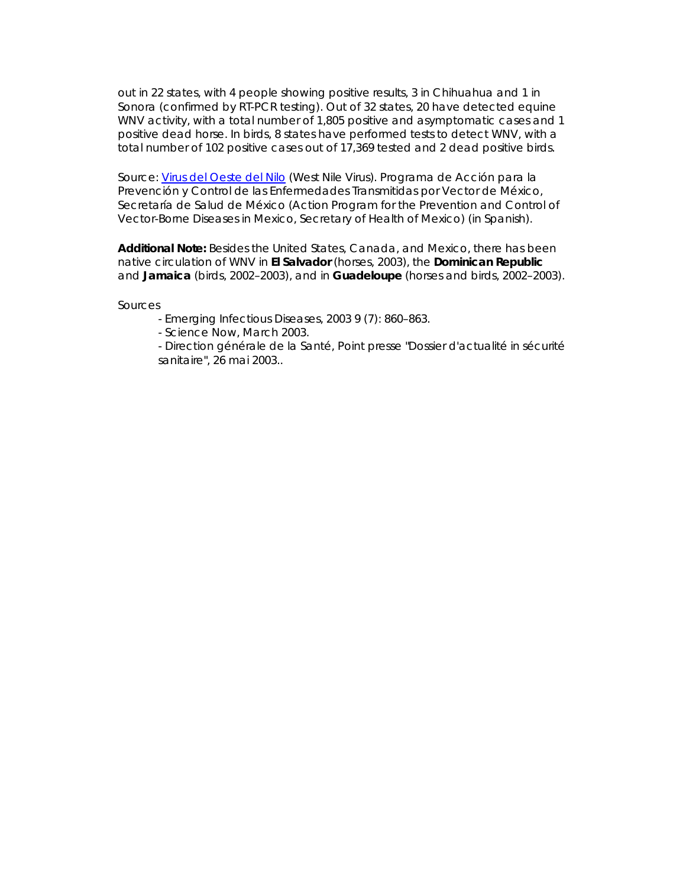out in 22 states, with 4 people showing positive results, 3 in Chihuahua and 1 in Sonora (confirmed by RT-PCR testing). Out of 32 states, 20 have detected equine WNV activity, with a total number of 1,805 positive and asymptomatic cases and 1 positive dead horse. In birds, 8 states have performed tests to detect WNV, with a total number of 102 positive cases out of 17,369 tested and 2 dead positive birds.

Source: Virus del Oeste del Nilo (West Nile Virus). Programa de Acción para la Prevención y Control de las Enfermedades Transmitidas por Vector de México, Secretaría de Salud de México (Action Program for the Prevention and Control of Vector-Borne Diseases in Mexico, Secretary of Health of Mexico) (in Spanish).

**Additional Note:** Besides the United States, Canada, and Mexico, there has been native circulation of WNV in **El Salvador** (horses, 2003), the **Dominican Republic** and **Jamaica** (birds, 2002–2003), and in **Guadeloupe** (horses and birds, 2002–2003).

Sources

- Emerging Infectious Diseases, 2003 9 (7): 860–863.
- Science Now, March 2003.
- Direction générale de la Santé, Point presse "Dossier d'actualité in sécurité sanitaire", 26 mai 2003..